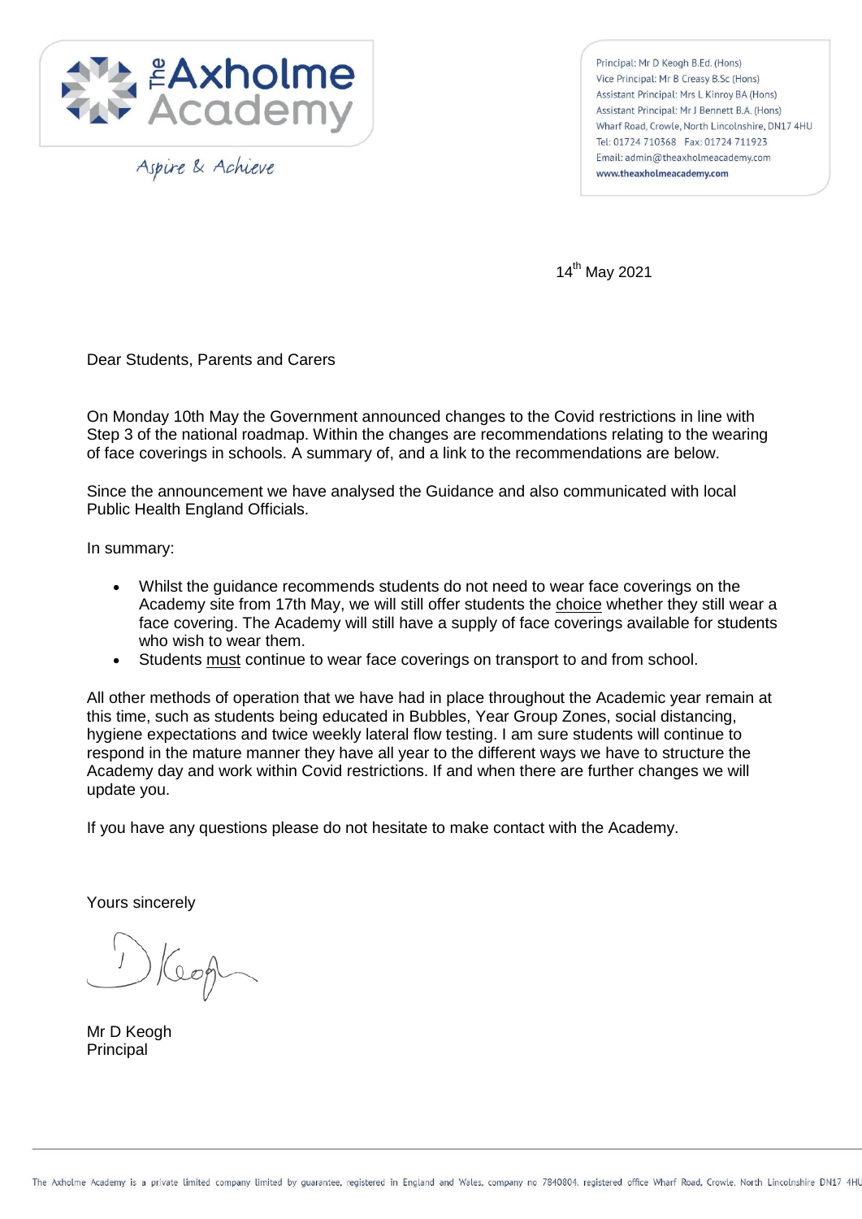The Axholme Academy

Aspire & Achieve

Principal: Mr D Keogh B.Ed. (Hons)
Vice Principal: Mr B Creasy B.Sc (Hons)
Assistant Principal: Mrs L Kinroy BA (Hons)
Assistant Principal: Mr J Bennett B.A. (Hons)
Wharf Road, Crowle, North Lincolnshire, DN17 4HU
Tel: 01724 710368 Fax: 01724 711923
Email: admin@theaxholmeacademy.com
www.theaxholmeacademy.com

14th May 2021

Dear Students, Parents and Carers

On Monday 10th May the Government announced changes to the Covid restrictions in line with Step 3 of the national roadmap. Within the changes are recommendations relating to the wearing of face coverings in schools. A summary of, and a link to the recommendations are below.

Since the announcement we have analysed the Guidance and also communicated with local Public Health England Officials.

In summary:

- Whilst the guidance recommends students do not need to wear face coverings on the Academy site from 17th May, we will still offer students the choice whether they still wear a face covering. The Academy will still have a supply of face coverings available for students who wish to wear them.
- Students must continue to wear face coverings on transport to and from school.

All other methods of operation that we have had in place throughout the Academic year remain at this time, such as students being educated in Bubbles, Year Group Zones, social distancing, hygiene expectations and twice weekly lateral flow testing. I am sure students will continue to respond in the mature manner they have all year to the different ways we have to structure the Academy day and work within Covid restrictions. If and when there are further changes we will update you.

If you have any questions please do not hesitate to make contact with the Academy.

Yours sincerely

Mr D Keogh
Principal

The Axholme Academy is a private limited company limited by guarantee, registered in England and Wales, company no 7840804, registered office Wharf Road, Crowle, North Lincolnshire DN17 4HU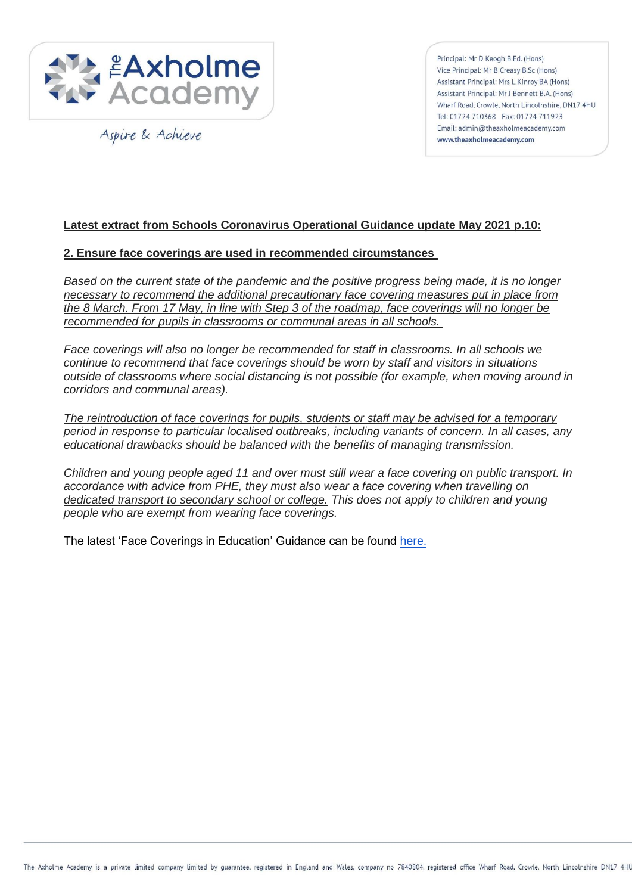Principal: Mr D Keogh B.Ed. (Hons)
Vice Principal: Mr B Creasy B.Sc (Hons)
Assistant Principal: Mrs L Kinroy BA (Hons)
Assistant Principal: Mr J Bennett B.A. (Hons)
Wharf Road, Crowle, North Lincolnshire, DN17 4HU
Tel: 01724 710368 Fax: 01724 711923
Email: admin@theaxholmeacademy.com
**www.theaxholmeacademy.com**

Aspire & Achieve

**Latest extract from Schools Coronavirus Operational Guidance update May 2021 p.10:**

**2. Ensure face coverings are used in recommended circumstances**

*Based on the current state of the pandemic and the positive progress being made, it is no longer necessary to recommend the additional precautionary face covering measures put in place from the 8 March. From 17 May, in line with Step 3 of the roadmap, face coverings will no longer be recommended for pupils in classrooms or communal areas in all schools.*

*Face coverings will also no longer be recommended for staff in classrooms. In all schools we continue to recommend that face coverings should be worn by staff and visitors in situations outside of classrooms where social distancing is not possible (for example, when moving around in corridors and communal areas).*

*The reintroduction of face coverings for pupils, students or staff may be advised for a temporary period in response to particular localised outbreaks, including variants of concern. In all cases, any educational drawbacks should be balanced with the benefits of managing transmission.*

*Children and young people aged 11 and over must still wear a face covering on public transport. In accordance with advice from PHE, they must also wear a face covering when travelling on dedicated transport to secondary school or college. This does not apply to children and young people who are exempt from wearing face coverings.*

The latest 'Face Coverings in Education' Guidance can be found here.